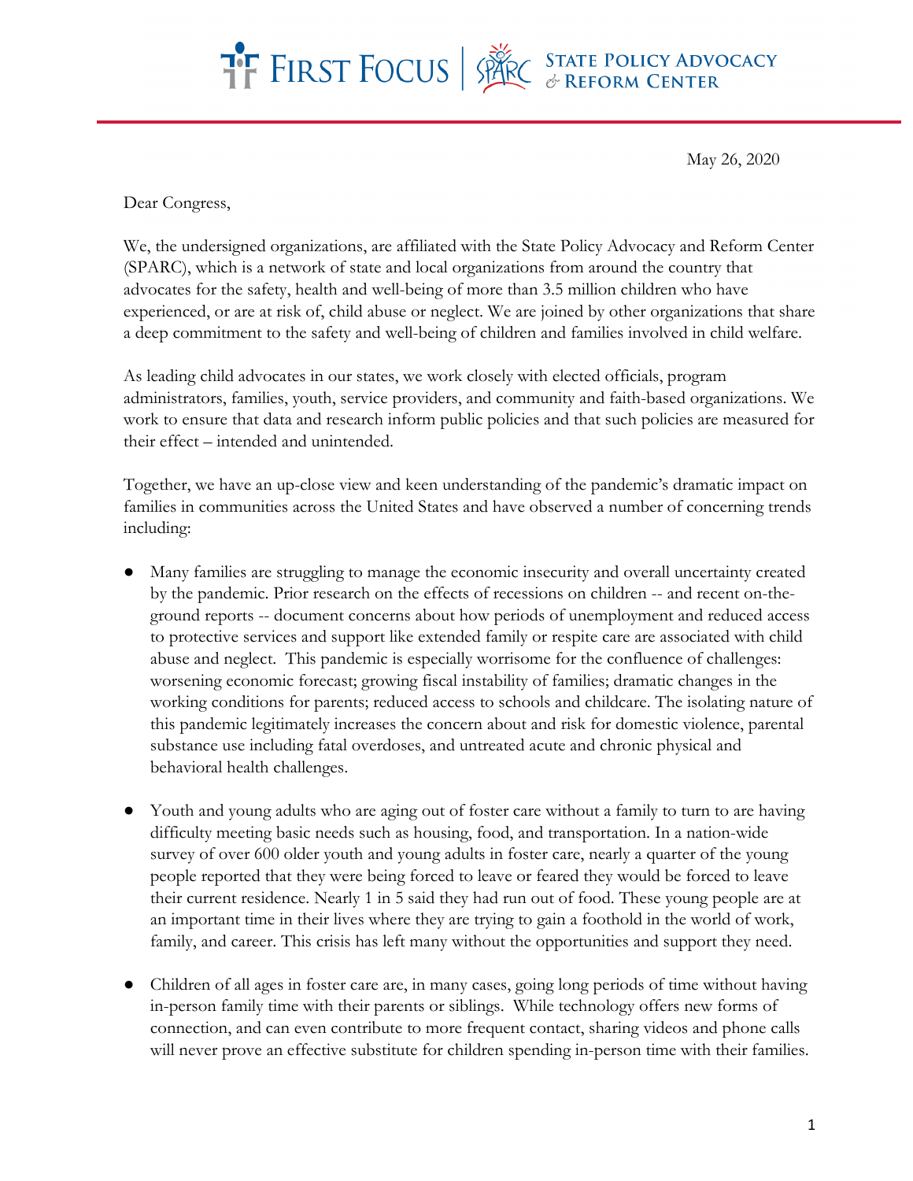May 26, 2020

Dear Congress,

We, the undersigned organizations, are affiliated with the State Policy Advocacy and Reform Center (SPARC), which is a network of state and local organizations from around the country that advocates for the safety, health and well-being of more than 3.5 million children who have experienced, or are at risk of, child abuse or neglect. We are joined by other organizations that share a deep commitment to the safety and well-being of children and families involved in child welfare.

As leading child advocates in our states, we work closely with elected officials, program administrators, families, youth, service providers, and community and faith-based organizations. We work to ensure that data and research inform public policies and that such policies are measured for their effect – intended and unintended.

Together, we have an up-close view and keen understanding of the pandemic's dramatic impact on families in communities across the United States and have observed a number of concerning trends including:

- Many families are struggling to manage the economic insecurity and overall uncertainty created by the pandemic. Prior research on the effects of recessions on children -- and recent on-the-ground reports -- document concerns about how periods of unemployment and reduced access to protective services and support like extended family or respite care are associated with child abuse and neglect. This pandemic is especially worrisome for the confluence of challenges: worsening economic forecast; growing fiscal instability of families; dramatic changes in the working conditions for parents; reduced access to schools and childcare. The isolating nature of this pandemic legitimately increases the concern about and risk for domestic violence, parental substance use including fatal overdoses, and untreated acute and chronic physical and behavioral health challenges.

- Youth and young adults who are aging out of foster care without a family to turn to are having difficulty meeting basic needs such as housing, food, and transportation. In a nation-wide survey of over 600 older youth and young adults in foster care, nearly a quarter of the young people reported that they were being forced to leave or feared they would be forced to leave their current residence. Nearly 1 in 5 said they had run out of food. These young people are at an important time in their lives where they are trying to gain a foothold in the world of work, family, and career. This crisis has left many without the opportunities and support they need.

- Children of all ages in foster care are, in many cases, going long periods of time without having in-person family time with their parents or siblings. While technology offers new forms of connection, and can even contribute to more frequent contact, sharing videos and phone calls will never prove an effective substitute for children spending in-person time with their families.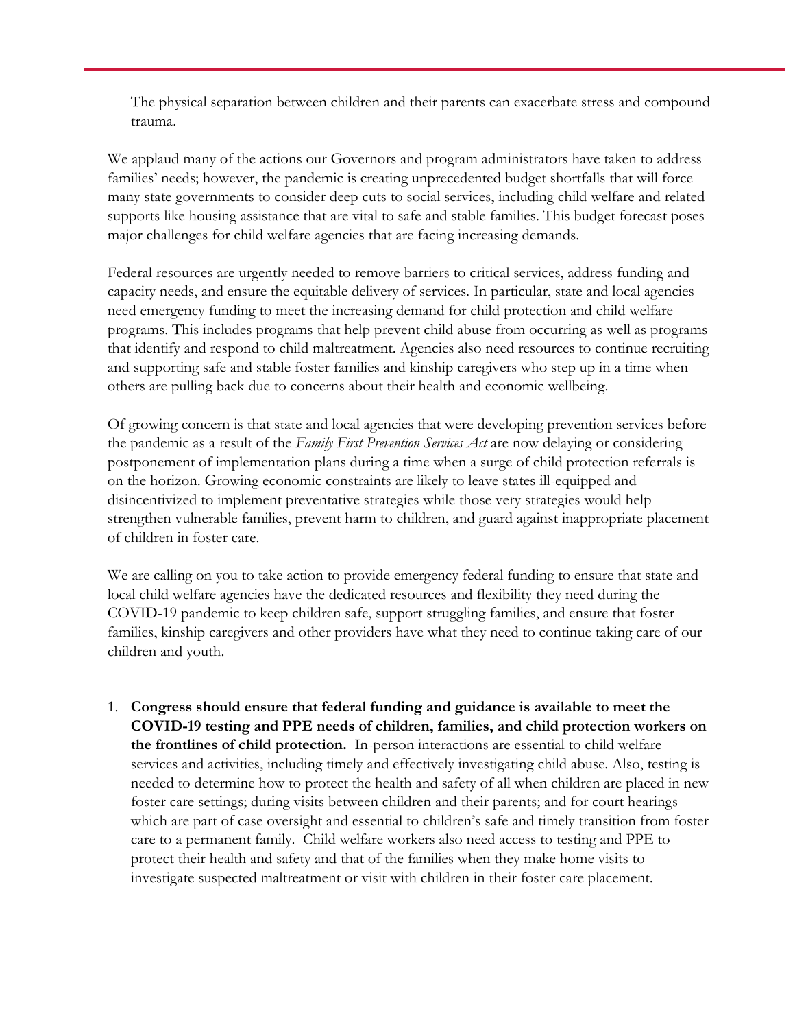The physical separation between children and their parents can exacerbate stress and compound trauma.

We applaud many of the actions our Governors and program administrators have taken to address families' needs; however, the pandemic is creating unprecedented budget shortfalls that will force many state governments to consider deep cuts to social services, including child welfare and related supports like housing assistance that are vital to safe and stable families. This budget forecast poses major challenges for child welfare agencies that are facing increasing demands.

<u>Federal resources are urgently needed</u> to remove barriers to critical services, address funding and capacity needs, and ensure the equitable delivery of services. In particular, state and local agencies need emergency funding to meet the increasing demand for child protection and child welfare programs. This includes programs that help prevent child abuse from occurring as well as programs that identify and respond to child maltreatment. Agencies also need resources to continue recruiting and supporting safe and stable foster families and kinship caregivers who step up in a time when others are pulling back due to concerns about their health and economic wellbeing.

Of growing concern is that state and local agencies that were developing prevention services before the pandemic as a result of the *Family First Prevention Services Act* are now delaying or considering postponement of implementation plans during a time when a surge of child protection referrals is on the horizon. Growing economic constraints are likely to leave states ill-equipped and disincentivized to implement preventative strategies while those very strategies would help strengthen vulnerable families, prevent harm to children, and guard against inappropriate placement of children in foster care.

We are calling on you to take action to provide emergency federal funding to ensure that state and local child welfare agencies have the dedicated resources and flexibility they need during the COVID-19 pandemic to keep children safe, support struggling families, and ensure that foster families, kinship caregivers and other providers have what they need to continue taking care of our children and youth.

1. **Congress should ensure that federal funding and guidance is available to meet the COVID-19 testing and PPE needs of children, families, and child protection workers on the frontlines of child protection.** In-person interactions are essential to child welfare services and activities, including timely and effectively investigating child abuse. Also, testing is needed to determine how to protect the health and safety of all when children are placed in new foster care settings; during visits between children and their parents; and for court hearings which are part of case oversight and essential to children's safe and timely transition from foster care to a permanent family. Child welfare workers also need access to testing and PPE to protect their health and safety and that of the families when they make home visits to investigate suspected maltreatment or visit with children in their foster care placement.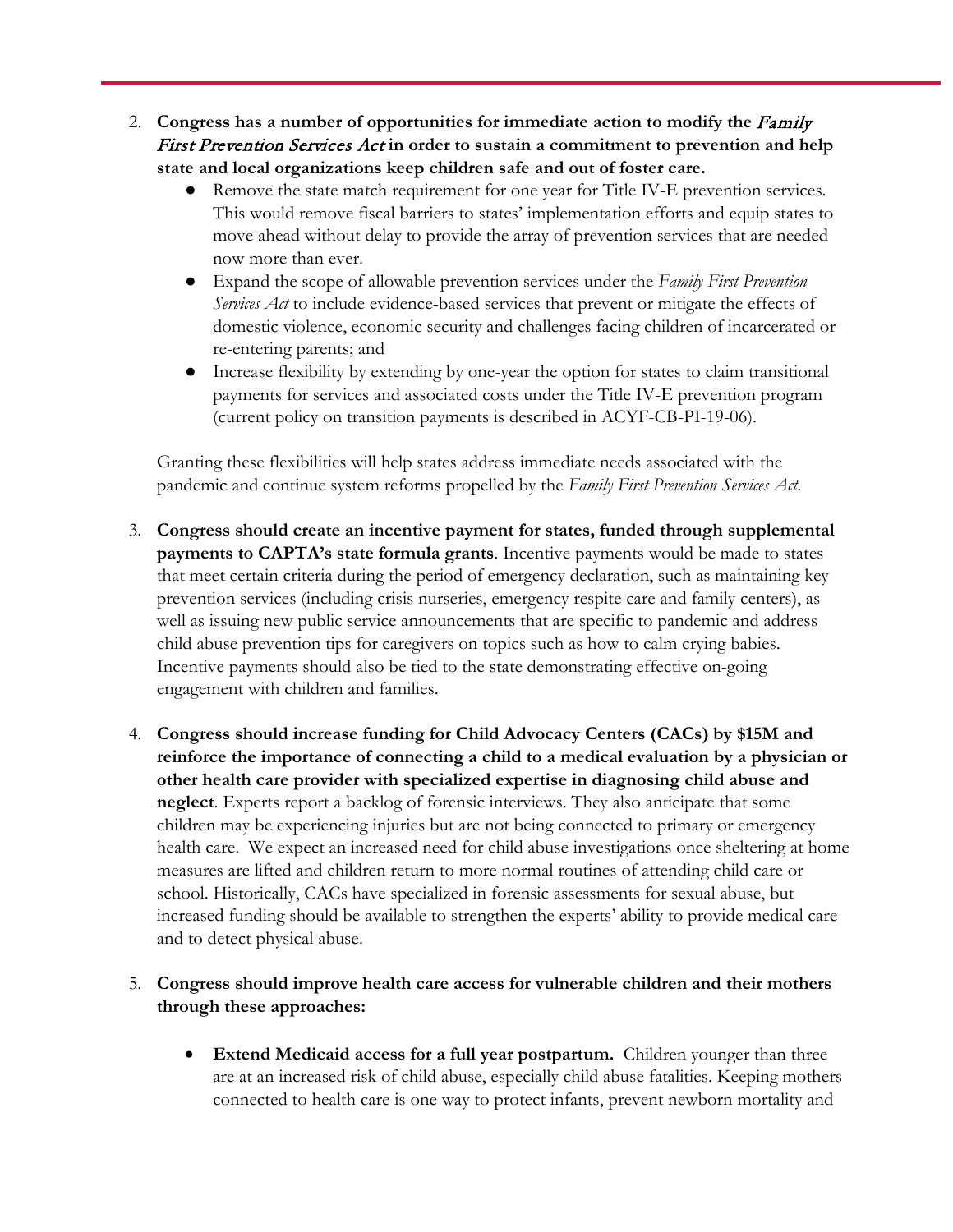2. **Congress has a number of opportunities for immediate action to modify the *Family First Prevention Services Act* in order to sustain a commitment to prevention and help state and local organizations keep children safe and out of foster care.**
    - Remove the state match requirement for one year for Title IV-E prevention services. This would remove fiscal barriers to states' implementation efforts and equip states to move ahead without delay to provide the array of prevention services that are needed now more than ever.
    - Expand the scope of allowable prevention services under the *Family First Prevention Services Act* to include evidence-based services that prevent or mitigate the effects of domestic violence, economic security and challenges facing children of incarcerated or re-entering parents; and
    - Increase flexibility by extending by one-year the option for states to claim transitional payments for services and associated costs under the Title IV-E prevention program (current policy on transition payments is described in ACYF-CB-PI-19-06).

    Granting these flexibilities will help states address immediate needs associated with the pandemic and continue system reforms propelled by the *Family First Prevention Services Act.*

3. **Congress should create an incentive payment for states, funded through supplemental payments to CAPTA's state formula grants**. Incentive payments would be made to states that meet certain criteria during the period of emergency declaration, such as maintaining key prevention services (including crisis nurseries, emergency respite care and family centers), as well as issuing new public service announcements that are specific to pandemic and address child abuse prevention tips for caregivers on topics such as how to calm crying babies. Incentive payments should also be tied to the state demonstrating effective on-going engagement with children and families.

4. **Congress should increase funding for Child Advocacy Centers (CACs) by $15M and reinforce the importance of connecting a child to a medical evaluation by a physician or other health care provider with specialized expertise in diagnosing child abuse and neglect**. Experts report a backlog of forensic interviews. They also anticipate that some children may be experiencing injuries but are not being connected to primary or emergency health care. We expect an increased need for child abuse investigations once sheltering at home measures are lifted and children return to more normal routines of attending child care or school. Historically, CACs have specialized in forensic assessments for sexual abuse, but increased funding should be available to strengthen the experts' ability to provide medical care and to detect physical abuse.

5. **Congress should improve health care access for vulnerable children and their mothers through these approaches:**

    - **Extend Medicaid access for a full year postpartum.** Children younger than three are at an increased risk of child abuse, especially child abuse fatalities. Keeping mothers connected to health care is one way to protect infants, prevent newborn mortality and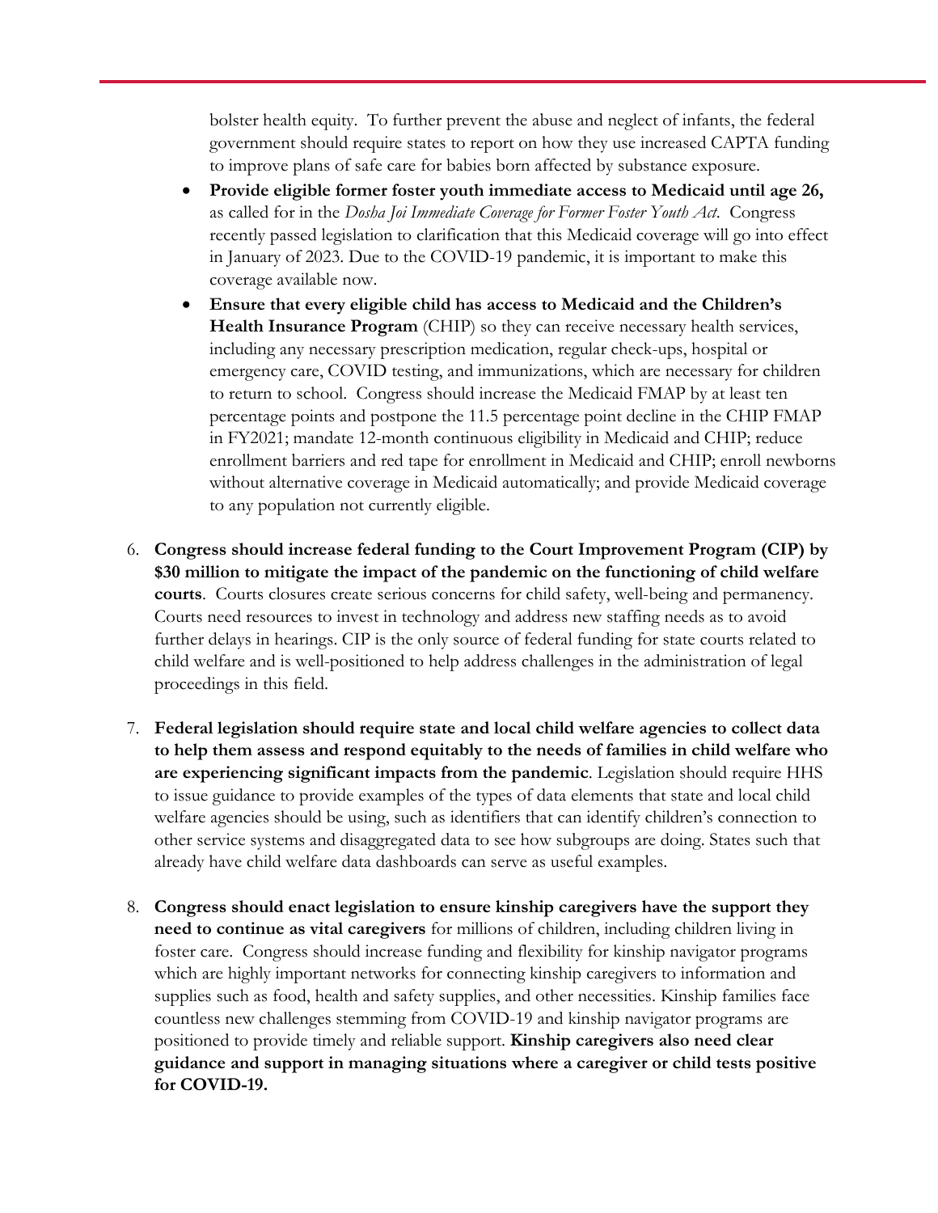bolster health equity. To further prevent the abuse and neglect of infants, the federal government should require states to report on how they use increased CAPTA funding to improve plans of safe care for babies born affected by substance exposure.

- **Provide eligible former foster youth immediate access to Medicaid until age 26,** as called for in the *Dosha Joi Immediate Coverage for Former Foster Youth Act*. Congress recently passed legislation to clarification that this Medicaid coverage will go into effect in January of 2023. Due to the COVID-19 pandemic, it is important to make this coverage available now.
- **Ensure that every eligible child has access to Medicaid and the Children's Health Insurance Program** (CHIP) so they can receive necessary health services, including any necessary prescription medication, regular check-ups, hospital or emergency care, COVID testing, and immunizations, which are necessary for children to return to school. Congress should increase the Medicaid FMAP by at least ten percentage points and postpone the 11.5 percentage point decline in the CHIP FMAP in FY2021; mandate 12-month continuous eligibility in Medicaid and CHIP; reduce enrollment barriers and red tape for enrollment in Medicaid and CHIP; enroll newborns without alternative coverage in Medicaid automatically; and provide Medicaid coverage to any population not currently eligible.

6. **Congress should increase federal funding to the Court Improvement Program (CIP) by $30 million to mitigate the impact of the pandemic on the functioning of child welfare courts**. Courts closures create serious concerns for child safety, well-being and permanency. Courts need resources to invest in technology and address new staffing needs as to avoid further delays in hearings. CIP is the only source of federal funding for state courts related to child welfare and is well-positioned to help address challenges in the administration of legal proceedings in this field.

7. **Federal legislation should require state and local child welfare agencies to collect data to help them assess and respond equitably to the needs of families in child welfare who are experiencing significant impacts from the pandemic**. Legislation should require HHS to issue guidance to provide examples of the types of data elements that state and local child welfare agencies should be using, such as identifiers that can identify children's connection to other service systems and disaggregated data to see how subgroups are doing. States such that already have child welfare data dashboards can serve as useful examples.

8. **Congress should enact legislation to ensure kinship caregivers have the support they need to continue as vital caregivers** for millions of children, including children living in foster care. Congress should increase funding and flexibility for kinship navigator programs which are highly important networks for connecting kinship caregivers to information and supplies such as food, health and safety supplies, and other necessities. Kinship families face countless new challenges stemming from COVID-19 and kinship navigator programs are positioned to provide timely and reliable support. **Kinship caregivers also need clear guidance and support in managing situations where a caregiver or child tests positive for COVID-19.**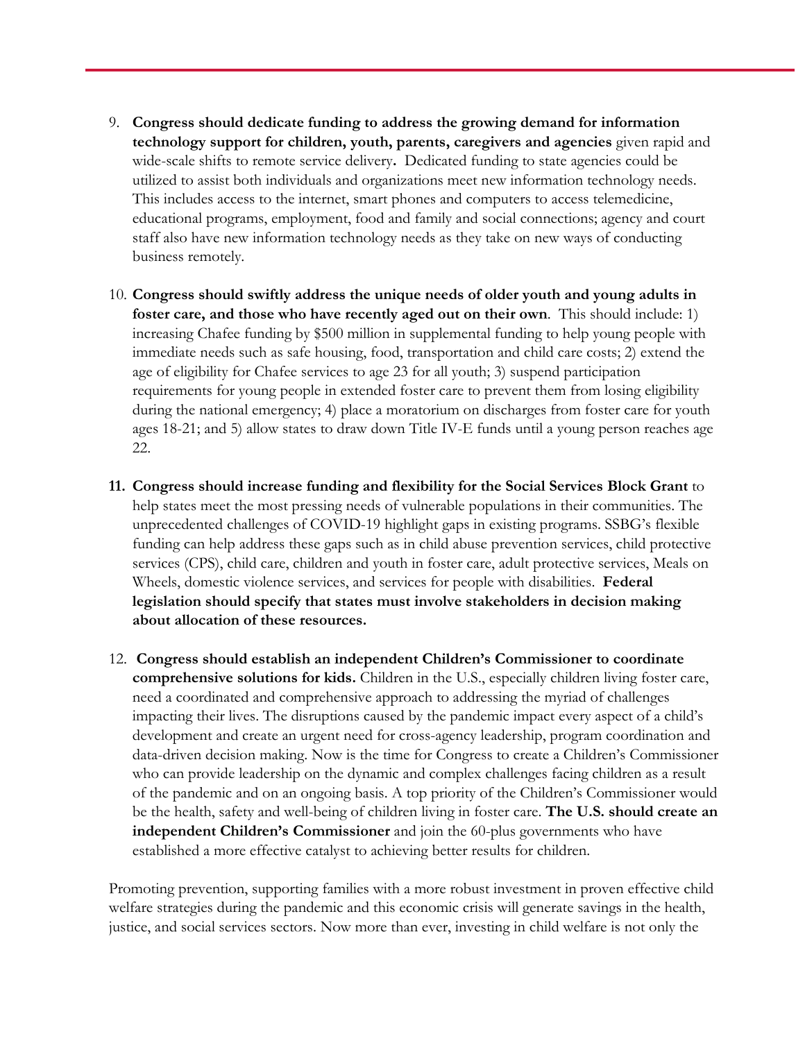9. **Congress should dedicate funding to address the growing demand for information technology support for children, youth, parents, caregivers and agencies** given rapid and wide-scale shifts to remote service delivery**.** Dedicated funding to state agencies could be utilized to assist both individuals and organizations meet new information technology needs. This includes access to the internet, smart phones and computers to access telemedicine, educational programs, employment, food and family and social connections; agency and court staff also have new information technology needs as they take on new ways of conducting business remotely.

10. **Congress should swiftly address the unique needs of older youth and young adults in foster care, and those who have recently aged out on their own**. This should include: 1) increasing Chafee funding by $500 million in supplemental funding to help young people with immediate needs such as safe housing, food, transportation and child care costs; 2) extend the age of eligibility for Chafee services to age 23 for all youth; 3) suspend participation requirements for young people in extended foster care to prevent them from losing eligibility during the national emergency; 4) place a moratorium on discharges from foster care for youth ages 18-21; and 5) allow states to draw down Title IV-E funds until a young person reaches age 22.

11. **Congress should increase funding and flexibility for the Social Services Block Grant** to help states meet the most pressing needs of vulnerable populations in their communities. The unprecedented challenges of COVID-19 highlight gaps in existing programs. SSBG's flexible funding can help address these gaps such as in child abuse prevention services, child protective services (CPS), child care, children and youth in foster care, adult protective services, Meals on Wheels, domestic violence services, and services for people with disabilities. **Federal legislation should specify that states must involve stakeholders in decision making about allocation of these resources.**

12. **Congress should establish an independent Children's Commissioner to coordinate comprehensive solutions for kids.** Children in the U.S., especially children living foster care, need a coordinated and comprehensive approach to addressing the myriad of challenges impacting their lives. The disruptions caused by the pandemic impact every aspect of a child's development and create an urgent need for cross-agency leadership, program coordination and data-driven decision making. Now is the time for Congress to create a Children's Commissioner who can provide leadership on the dynamic and complex challenges facing children as a result of the pandemic and on an ongoing basis. A top priority of the Children's Commissioner would be the health, safety and well-being of children living in foster care. **The U.S. should create an independent Children's Commissioner** and join the 60-plus governments who have established a more effective catalyst to achieving better results for children.

Promoting prevention, supporting families with a more robust investment in proven effective child welfare strategies during the pandemic and this economic crisis will generate savings in the health, justice, and social services sectors. Now more than ever, investing in child welfare is not only the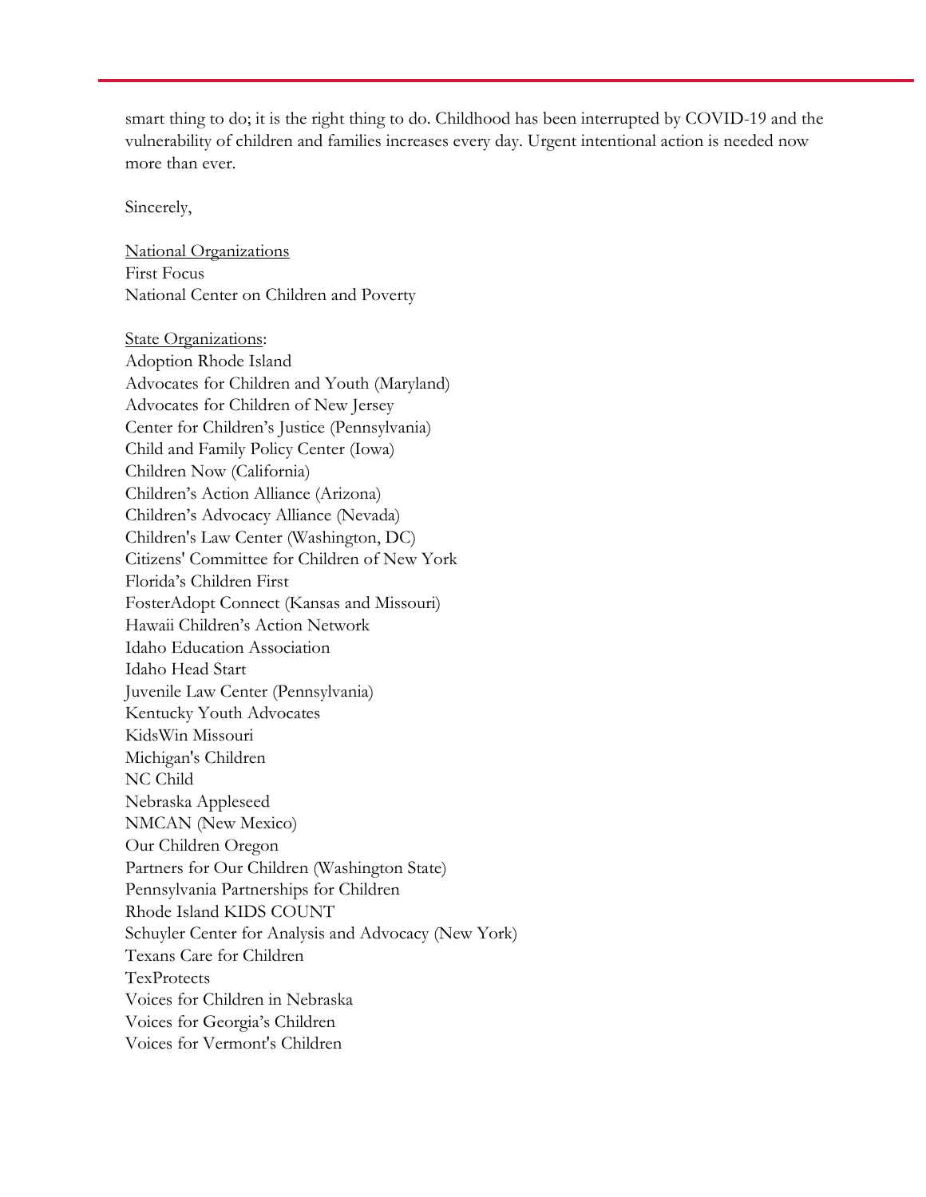smart thing to do; it is the right thing to do. Childhood has been interrupted by COVID-19 and the vulnerability of children and families increases every day. Urgent intentional action is needed now more than ever.

Sincerely,

<u>National Organizations</u>
First Focus
National Center on Children and Poverty

<u>State Organizations</u>:
Adoption Rhode Island
Advocates for Children and Youth (Maryland)
Advocates for Children of New Jersey
Center for Children's Justice (Pennsylvania)
Child and Family Policy Center (Iowa)
Children Now (California)
Children's Action Alliance (Arizona)
Children's Advocacy Alliance (Nevada)
Children's Law Center (Washington, DC)
Citizens' Committee for Children of New York
Florida's Children First
FosterAdopt Connect (Kansas and Missouri)
Hawaii Children's Action Network
Idaho Education Association
Idaho Head Start
Juvenile Law Center (Pennsylvania)
Kentucky Youth Advocates
KidsWin Missouri
Michigan's Children
NC Child
Nebraska Appleseed
NMCAN (New Mexico)
Our Children Oregon
Partners for Our Children (Washington State)
Pennsylvania Partnerships for Children
Rhode Island KIDS COUNT
Schuyler Center for Analysis and Advocacy (New York)
Texans Care for Children
TexProtects
Voices for Children in Nebraska
Voices for Georgia's Children
Voices for Vermont's Children